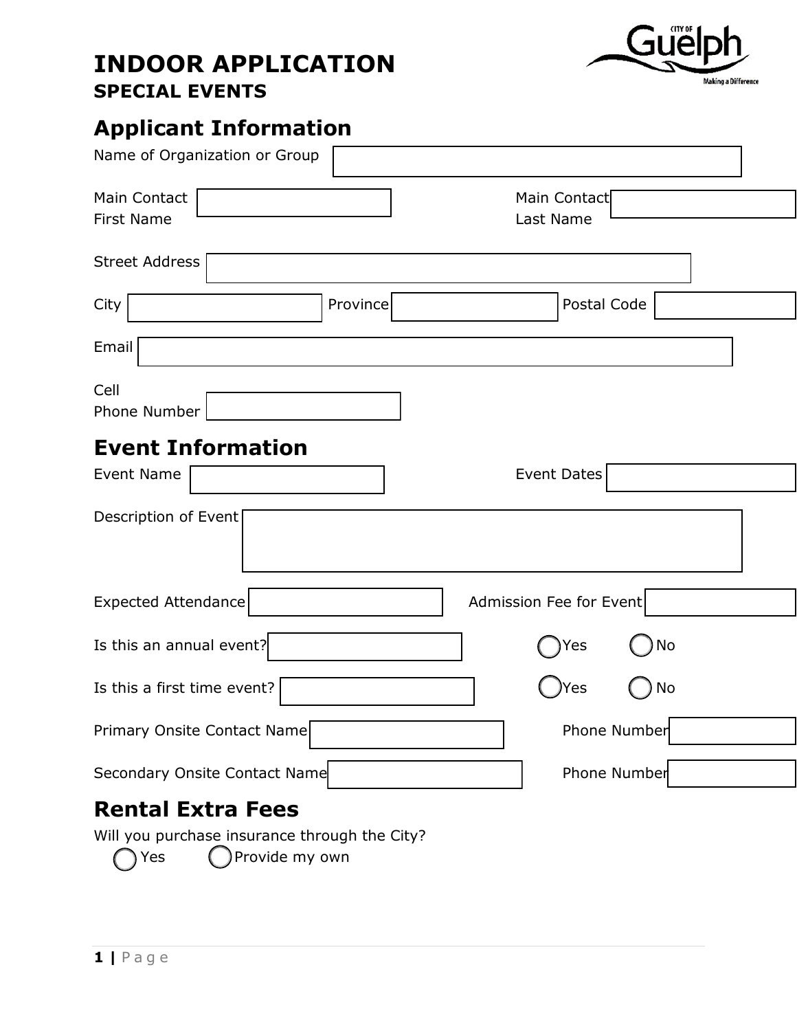# INDOOR APPLICATION

## SPECIAL EVENTS

## Applicant Information

Name of Organization or Group

Main Contact First Name

Main Contact Last Name

Street Address

City

Province

Postal Code

Email

Cell Phone Number

## Event Information

Event Name

Event Dates

Description of Event

Expected Attendance

Admission Fee for Event

Is this an annual event? ◯ Yes ◯ No

Is this a first time event? ◯ Yes ◯ No

Primary Onsite Contact Name

Phone Number

Secondary Onsite Contact Name

Phone Number

## Rental Extra Fees

Will you purchase insurance through the City?

◯ Yes ◯ Provide my own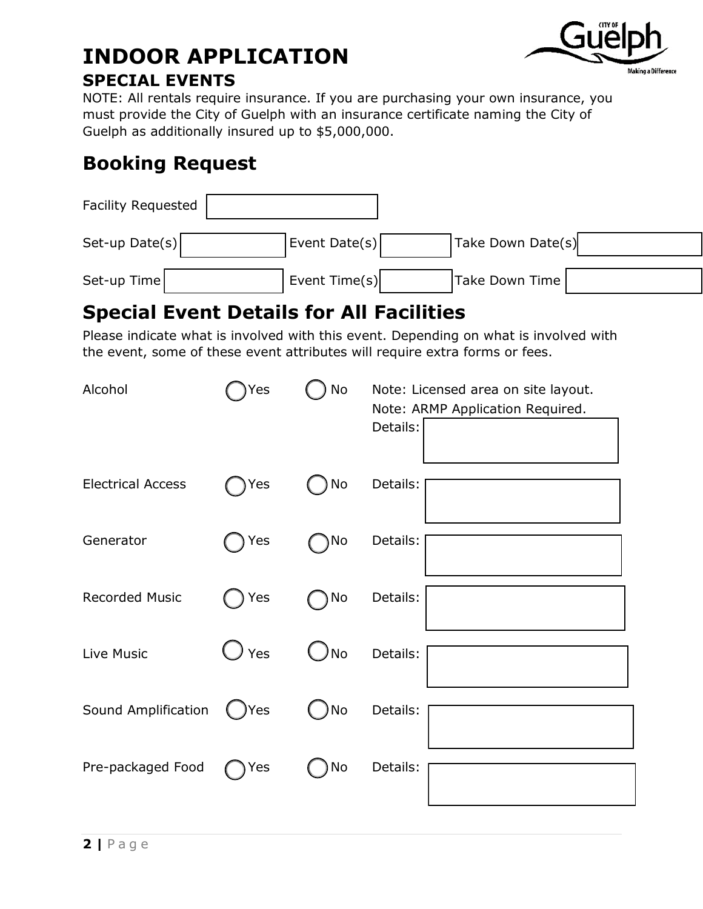# INDOOR APPLICATION

## SPECIAL EVENTS

NOTE: All rentals require insurance. If you are purchasing your own insurance, you must provide the City of Guelph with an insurance certificate naming the City of Guelph as additionally insured up to $5,000,000.

## Booking Request

Facility Requested

| Set-up Date(s) | | Event Date(s) | | Take Down Date(s) | |
|---|---|---|---|---|---|
| Set-up Time | | Event Time(s) | | Take Down Time | |

## Special Event Details for All Facilities

Please indicate what is involved with this event. Depending on what is involved with the event, some of these event attributes will require extra forms or fees.

| Attribute | Yes | No | Details |
|---|---|---|---|
| Alcohol | ◯ Yes | ◯ No | Note: Licensed area on site layout. Note: ARMP Application Required. Details: |
| Electrical Access | ◯ Yes | ◯ No | Details: |
| Generator | ◯ Yes | ◯ No | Details: |
| Recorded Music | ◯ Yes | ◯ No | Details: |
| Live Music | ◯ Yes | ◯ No | Details: |
| Sound Amplification | ◯ Yes | ◯ No | Details: |
| Pre-packaged Food | ◯ Yes | ◯ No | Details: |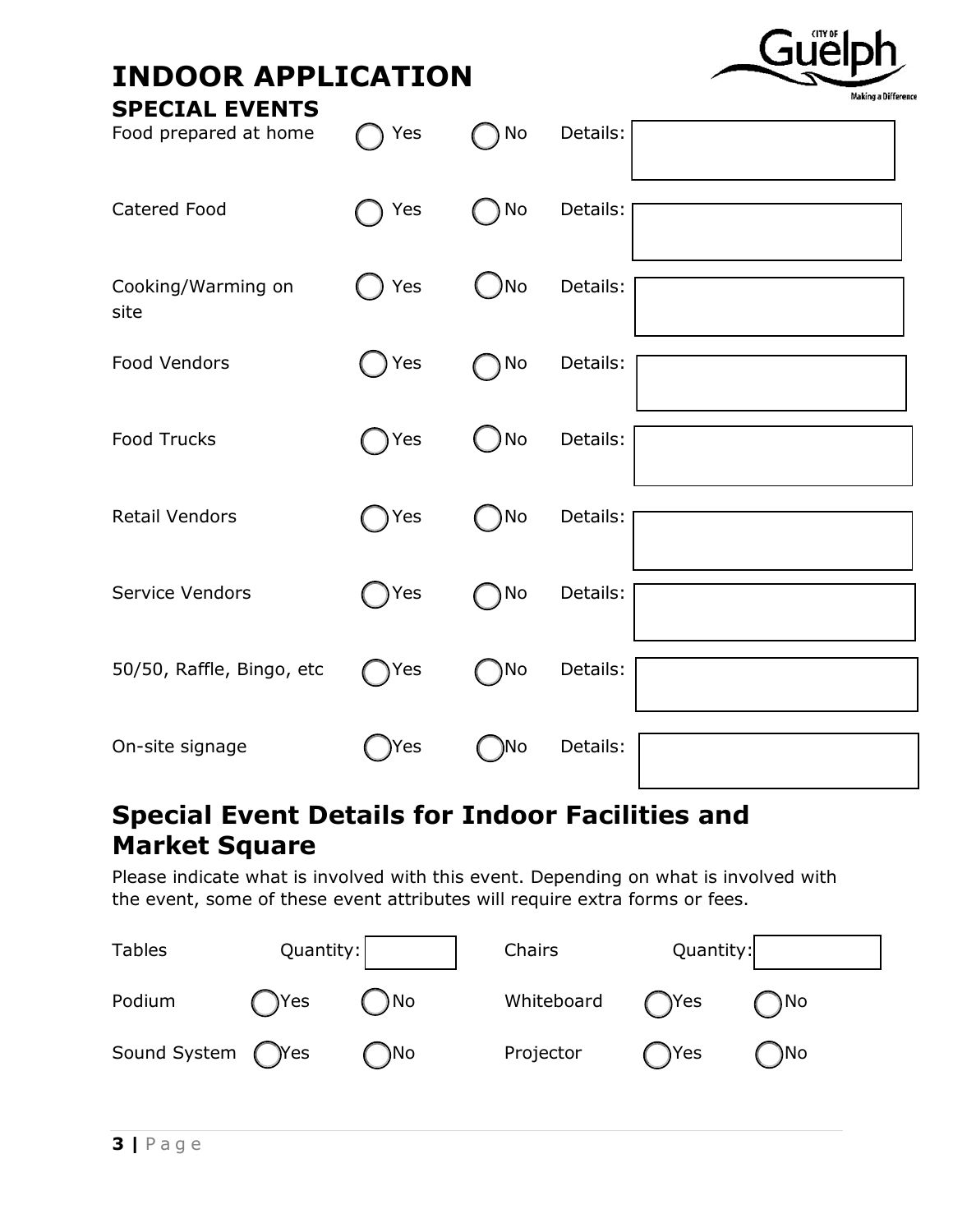# INDOOR APPLICATION

## SPECIAL EVENTS

| | | | |
|---|---|---|---|
| Food prepared at home | ◯ Yes | ◯ No | Details: |
| Catered Food | ◯ Yes | ◯ No | Details: |
| Cooking/Warming on site | ◯ Yes | ◯ No | Details: |
| Food Vendors | ◯ Yes | ◯ No | Details: |
| Food Trucks | ◯ Yes | ◯ No | Details: |
| Retail Vendors | ◯ Yes | ◯ No | Details: |
| Service Vendors | ◯ Yes | ◯ No | Details: |
| 50/50, Raffle, Bingo, etc | ◯ Yes | ◯ No | Details: |
| On-site signage | ◯ Yes | ◯ No | Details: |

## Special Event Details for Indoor Facilities and Market Square

Please indicate what is involved with this event. Depending on what is involved with the event, some of these event attributes will require extra forms or fees.

| | | | | | |
|---|---|---|---|---|---|
| Tables | Quantity: | | Chairs | Quantity: | |
| Podium | ◯ Yes | ◯ No | Whiteboard | ◯ Yes | ◯ No |
| Sound System | ◯ Yes | ◯ No | Projector | ◯ Yes | ◯ No |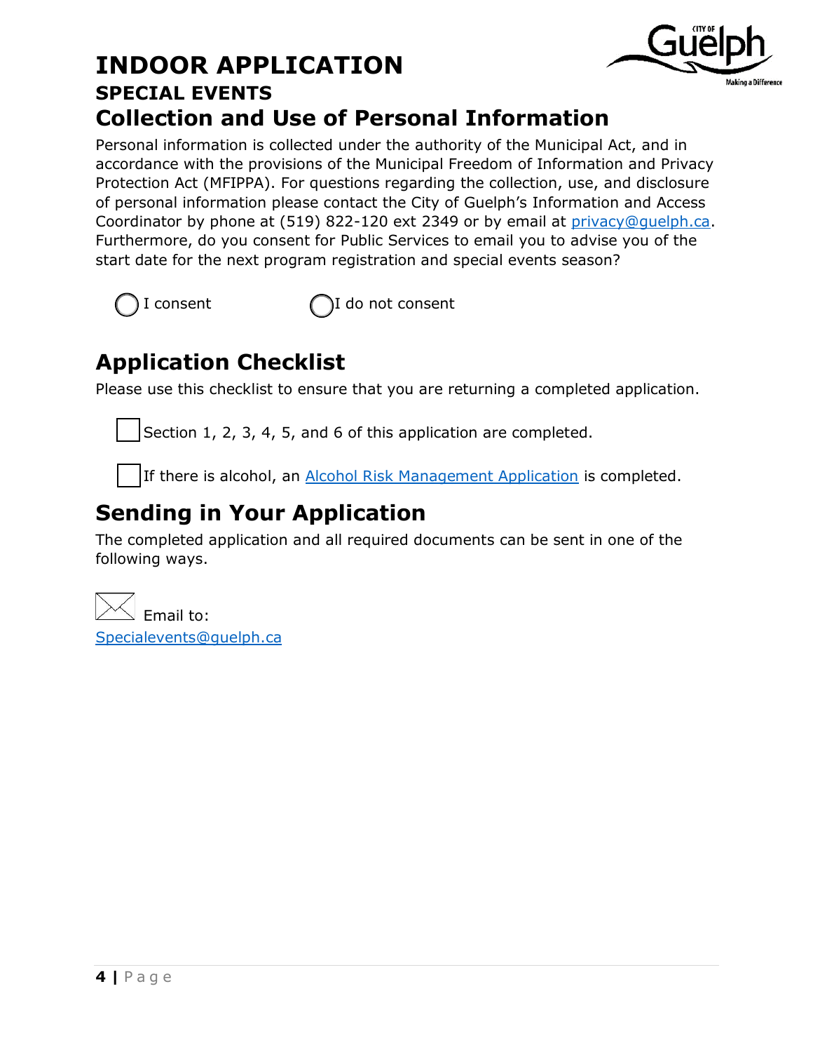# INDOOR APPLICATION

### SPECIAL EVENTS

## Collection and Use of Personal Information

Personal information is collected under the authority of the Municipal Act, and in accordance with the provisions of the Municipal Freedom of Information and Privacy Protection Act (MFIPPA). For questions regarding the collection, use, and disclosure of personal information please contact the City of Guelph's Information and Access Coordinator by phone at (519) 822-120 ext 2349 or by email at privacy@guelph.ca. Furthermore, do you consent for Public Services to email you to advise you of the start date for the next program registration and special events season?

◯ I consent ◯ I do not consent

## Application Checklist

Please use this checklist to ensure that you are returning a completed application.

- [ ] Section 1, 2, 3, 4, 5, and 6 of this application are completed.
- [ ] If there is alcohol, an Alcohol Risk Management Application is completed.

## Sending in Your Application

The completed application and all required documents can be sent in one of the following ways.

Email to:
Specialevents@guelph.ca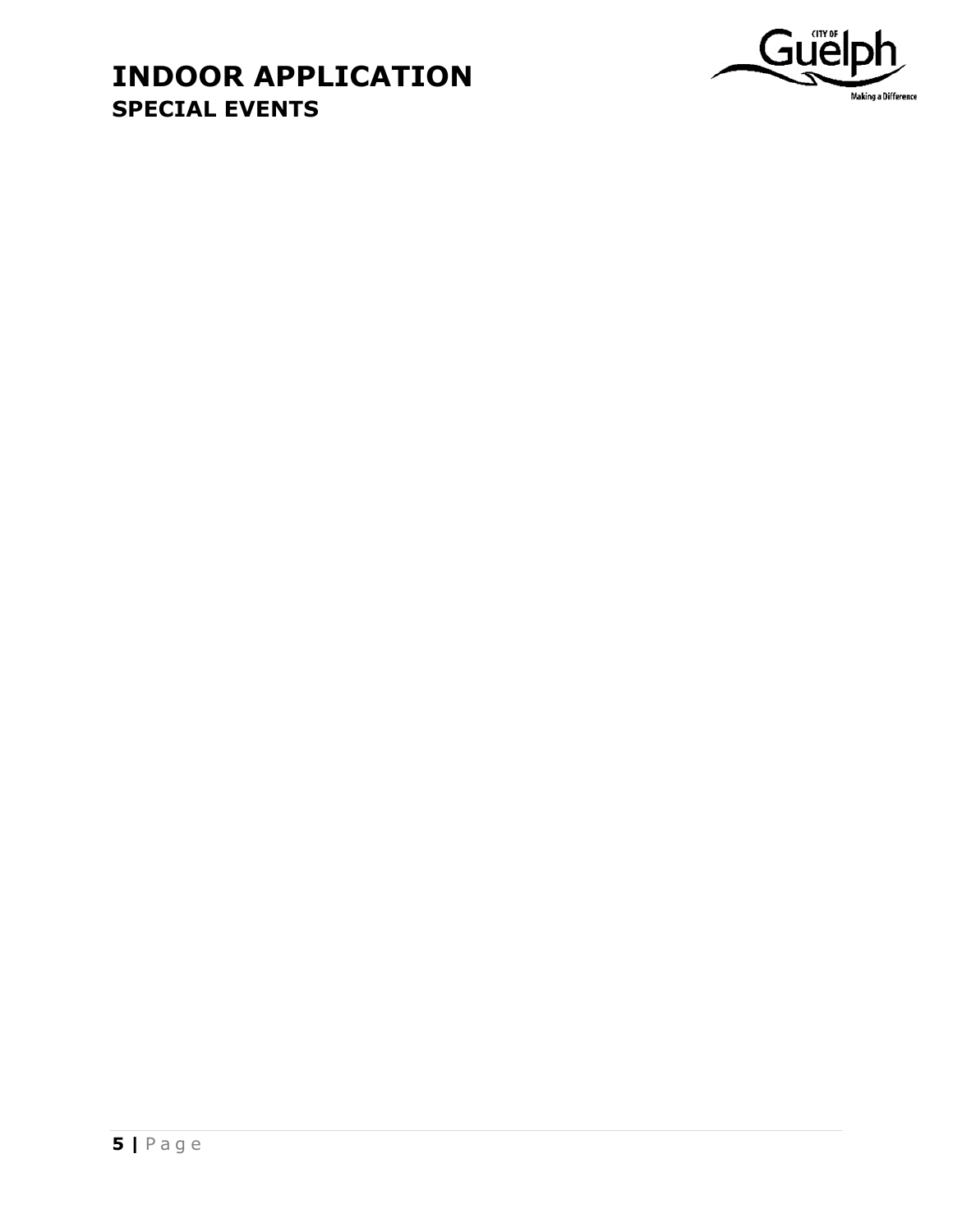# INDOOR APPLICATION
## SPECIAL EVENTS